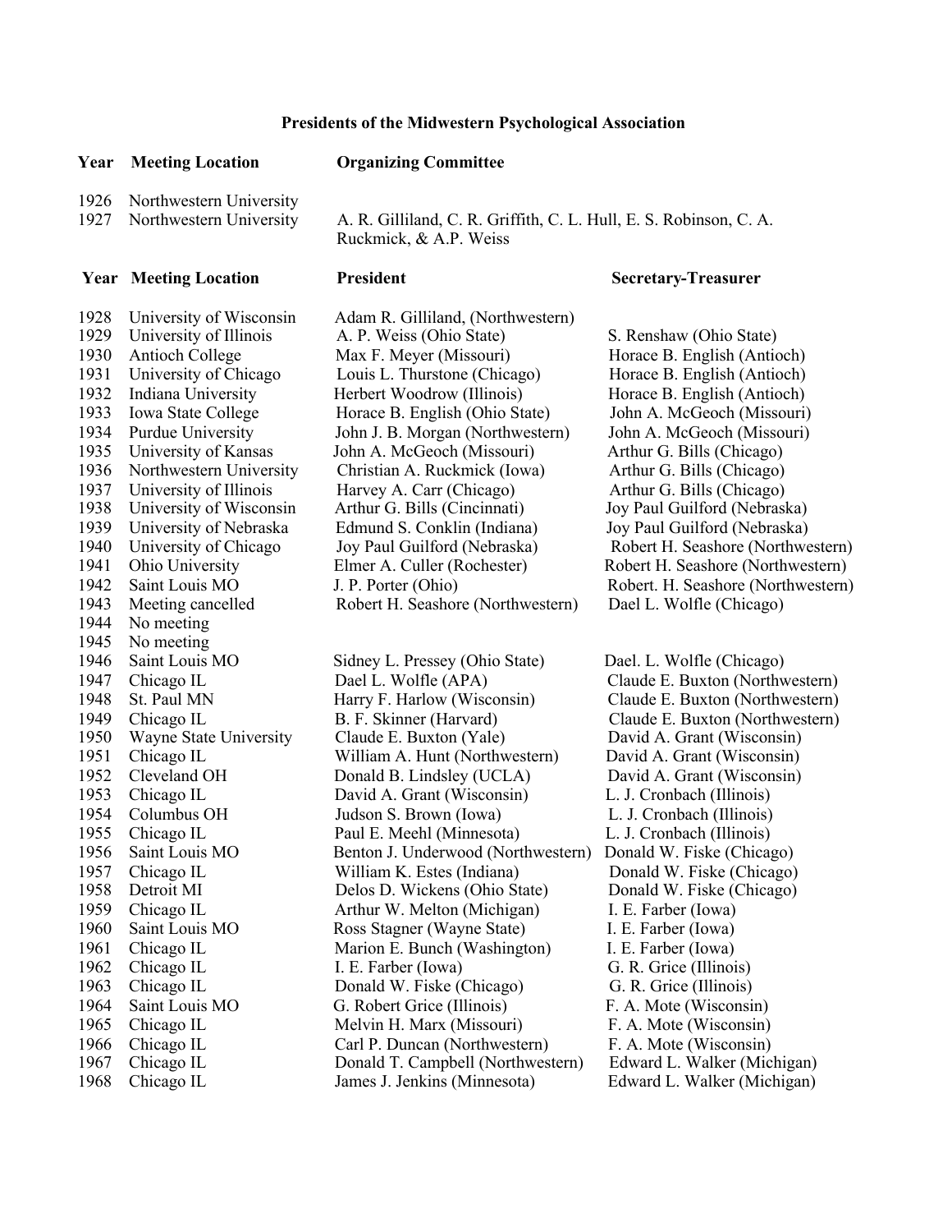# Presents of the Midwestern Psychological Association

| Year | Meeting Location | Organizing Committee |
|---|---|---|
| 1926 | Northwestern University | |
| 1927 | Northwestern University | A. R. Gilliland, C. R. Griffith, C. L. Hull, E. S. Robinson, C. A. Ruckmick, & A.P. Weiss |

| Year | Meeting Location | President | Secretary-Treasurer |
|---|---|---|---|
| 1928 | University of Wisconsin | Adam R. Gilliland, (Northwestern) | |
| 1929 | University of Illinois | A. P. Weiss (Ohio State) | S. Renshaw (Ohio State) |
| 1930 | Antioch College | Max F. Meyer (Missouri) | Horace B. English (Antioch) |
| 1931 | University of Chicago | Louis L. Thurstone (Chicago) | Horace B. English (Antioch) |
| 1932 | Indiana University | Herbert Woodrow (Illinois) | Horace B. English (Antioch) |
| 1933 | Iowa State College | Horace B. English (Ohio State) | John A. McGeoch (Missouri) |
| 1934 | Purdue University | John J. B. Morgan (Northwestern) | John A. McGeoch (Missouri) |
| 1935 | University of Kansas | John A. McGeoch (Missouri) | Arthur G. Bills (Chicago) |
| 1936 | Northwestern University | Christian A. Ruckmick (Iowa) | Arthur G. Bills (Chicago) |
| 1937 | University of Illinois | Harvey A. Carr (Chicago) | Arthur G. Bills (Chicago) |
| 1938 | University of Wisconsin | Arthur G. Bills (Cincinnati) | Joy Paul Guilford (Nebraska) |
| 1939 | University of Nebraska | Edmund S. Conklin (Indiana) | Joy Paul Guilford (Nebraska) |
| 1940 | University of Chicago | Joy Paul Guilford (Nebraska) | Robert H. Seashore (Northwestern) |
| 1941 | Ohio University | Elmer A. Culler (Rochester) | Robert H. Seashore (Northwestern) |
| 1942 | Saint Louis MO | J. P. Porter (Ohio) | Robert. H. Seashore (Northwestern) |
| 1943 | Meeting cancelled | Robert H. Seashore (Northwestern) | Dael L. Wolfle (Chicago) |
| 1944 | No meeting | | |
| 1945 | No meeting | | |
| 1946 | Saint Louis MO | Sidney L. Pressey (Ohio State) | Dael. L. Wolfle (Chicago) |
| 1947 | Chicago IL | Dael L. Wolfle (APA) | Claude E. Buxton (Northwestern) |
| 1948 | St. Paul MN | Harry F. Harlow (Wisconsin) | Claude E. Buxton (Northwestern) |
| 1949 | Chicago IL | B. F. Skinner (Harvard) | Claude E. Buxton (Northwestern) |
| 1950 | Wayne State University | Claude E. Buxton (Yale) | David A. Grant (Wisconsin) |
| 1951 | Chicago IL | William A. Hunt (Northwestern) | David A. Grant (Wisconsin) |
| 1952 | Cleveland OH | Donald B. Lindsley (UCLA) | David A. Grant (Wisconsin) |
| 1953 | Chicago IL | David A. Grant (Wisconsin) | L. J. Cronbach (Illinois) |
| 1954 | Columbus OH | Judson S. Brown (Iowa) | L. J. Cronbach (Illinois) |
| 1955 | Chicago IL | Paul E. Meehl (Minnesota) | L. J. Cronbach (Illinois) |
| 1956 | Saint Louis MO | Benton J. Underwood (Northwestern) | Donald W. Fiske (Chicago) |
| 1957 | Chicago IL | William K. Estes (Indiana) | Donald W. Fiske (Chicago) |
| 1958 | Detroit MI | Delos D. Wickens (Ohio State) | Donald W. Fiske (Chicago) |
| 1959 | Chicago IL | Arthur W. Melton (Michigan) | I. E. Farber (Iowa) |
| 1960 | Saint Louis MO | Ross Stagner (Wayne State) | I. E. Farber (Iowa) |
| 1961 | Chicago IL | Marion E. Bunch (Washington) | I. E. Farber (Iowa) |
| 1962 | Chicago IL | I. E. Farber (Iowa) | G. R. Grice (Illinois) |
| 1963 | Chicago IL | Donald W. Fiske (Chicago) | G. R. Grice (Illinois) |
| 1964 | Saint Louis MO | G. Robert Grice (Illinois) | F. A. Mote (Wisconsin) |
| 1965 | Chicago IL | Melvin H. Marx (Missouri) | F. A. Mote (Wisconsin) |
| 1966 | Chicago IL | Carl P. Duncan (Northwestern) | F. A. Mote (Wisconsin) |
| 1967 | Chicago IL | Donald T. Campbell (Northwestern) | Edward L. Walker (Michigan) |
| 1968 | Chicago IL | James J. Jenkins (Minnesota) | Edward L. Walker (Michigan) |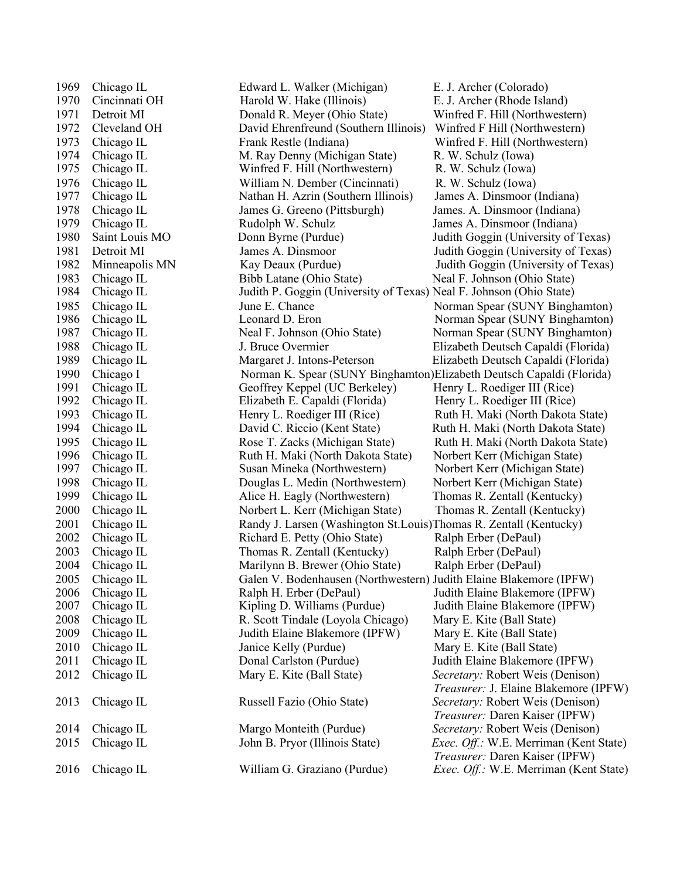| | | | |
|---|---|---|---|
| 1969 | Chicago IL | Edward L. Walker (Michigan) | E. J. Archer (Colorado) |
| 1970 | Cincinnati OH | Harold W. Hake (Illinois) | E. J. Archer (Rhode Island) |
| 1971 | Detroit MI | Donald R. Meyer (Ohio State) | Winfred F. Hill (Northwestern) |
| 1972 | Cleveland OH | David Ehrenfreund (Southern Illinois) | Winfred F Hill (Northwestern) |
| 1973 | Chicago IL | Frank Restle (Indiana) | Winfred F. Hill (Northwestern) |
| 1974 | Chicago IL | M. Ray Denny (Michigan State) | R. W. Schulz (Iowa) |
| 1975 | Chicago IL | Winfred F. Hill (Northwestern) | R. W. Schulz (Iowa) |
| 1976 | Chicago IL | William N. Dember (Cincinnati) | R. W. Schulz (Iowa) |
| 1977 | Chicago IL | Nathan H. Azrin (Southern Illinois) | James A. Dinsmoor (Indiana) |
| 1978 | Chicago IL | James G. Greeno (Pittsburgh) | James. A. Dinsmoor (Indiana) |
| 1979 | Chicago IL | Rudolph W. Schulz | James A. Dinsmoor (Indiana) |
| 1980 | Saint Louis MO | Donn Byrne (Purdue) | Judith Goggin (University of Texas) |
| 1981 | Detroit MI | James A. Dinsmoor | Judith Goggin (University of Texas) |
| 1982 | Minneapolis MN | Kay Deaux (Purdue) | Judith Goggin (University of Texas) |
| 1983 | Chicago IL | Bibb Latane (Ohio State) | Neal F. Johnson (Ohio State) |
| 1984 | Chicago IL | Judith P. Goggin (University of Texas) | Neal F. Johnson (Ohio State) |
| 1985 | Chicago IL | June E. Chance | Norman Spear (SUNY Binghamton) |
| 1986 | Chicago IL | Leonard D. Eron | Norman Spear (SUNY Binghamton) |
| 1987 | Chicago IL | Neal F. Johnson (Ohio State) | Norman Spear (SUNY Binghamton) |
| 1988 | Chicago IL | J. Bruce Overmier | Elizabeth Deutsch Capaldi (Florida) |
| 1989 | Chicago IL | Margaret J. Intons-Peterson | Elizabeth Deutsch Capaldi (Florida) |
| 1990 | Chicago I | Norman K. Spear (SUNY Binghamton) | Elizabeth Deutsch Capaldi (Florida) |
| 1991 | Chicago IL | Geoffrey Keppel (UC Berkeley) | Henry L. Roediger III (Rice) |
| 1992 | Chicago IL | Elizabeth E. Capaldi (Florida) | Henry L. Roediger III (Rice) |
| 1993 | Chicago IL | Henry L. Roediger III (Rice) | Ruth H. Maki (North Dakota State) |
| 1994 | Chicago IL | David C. Riccio (Kent State) | Ruth H. Maki (North Dakota State) |
| 1995 | Chicago IL | Rose T. Zacks (Michigan State) | Ruth H. Maki (North Dakota State) |
| 1996 | Chicago IL | Ruth H. Maki (North Dakota State) | Norbert Kerr (Michigan State) |
| 1997 | Chicago IL | Susan Mineka (Northwestern) | Norbert Kerr (Michigan State) |
| 1998 | Chicago IL | Douglas L. Medin (Northwestern) | Norbert Kerr (Michigan State) |
| 1999 | Chicago IL | Alice H. Eagly (Northwestern) | Thomas R. Zentall (Kentucky) |
| 2000 | Chicago IL | Norbert L. Kerr (Michigan State) | Thomas R. Zentall (Kentucky) |
| 2001 | Chicago IL | Randy J. Larsen (Washington St.Louis) | Thomas R. Zentall (Kentucky) |
| 2002 | Chicago IL | Richard E. Petty (Ohio State) | Ralph Erber (DePaul) |
| 2003 | Chicago IL | Thomas R. Zentall (Kentucky) | Ralph Erber (DePaul) |
| 2004 | Chicago IL | Marilynn B. Brewer (Ohio State) | Ralph Erber (DePaul) |
| 2005 | Chicago IL | Galen V. Bodenhausen (Northwestern) | Judith Elaine Blakemore (IPFW) |
| 2006 | Chicago IL | Ralph H. Erber (DePaul) | Judith Elaine Blakemore (IPFW) |
| 2007 | Chicago IL | Kipling D. Williams (Purdue) | Judith Elaine Blakemore (IPFW) |
| 2008 | Chicago IL | R. Scott Tindale (Loyola Chicago) | Mary E. Kite (Ball State) |
| 2009 | Chicago IL | Judith Elaine Blakemore (IPFW) | Mary E. Kite (Ball State) |
| 2010 | Chicago IL | Janice Kelly (Purdue) | Mary E. Kite (Ball State) |
| 2011 | Chicago IL | Donal Carlston (Purdue) | Judith Elaine Blakemore (IPFW) |
| 2012 | Chicago IL | Mary E. Kite (Ball State) | *Secretary:* Robert Weis (Denison)<br>*Treasurer:* J. Elaine Blakemore (IPFW) |
| 2013 | Chicago IL | Russell Fazio (Ohio State) | *Secretary:* Robert Weis (Denison)<br>*Treasurer:* Daren Kaiser (IPFW) |
| 2014 | Chicago IL | Margo Monteith (Purdue) | *Secretary:* Robert Weis (Denison) |
| 2015 | Chicago IL | John B. Pryor (Illinois State) | *Exec. Off.:* W.E. Merriman (Kent State)<br>*Treasurer:* Daren Kaiser (IPFW) |
| 2016 | Chicago IL | William G. Graziano (Purdue) | *Exec. Off.:* W.E. Merriman (Kent State) |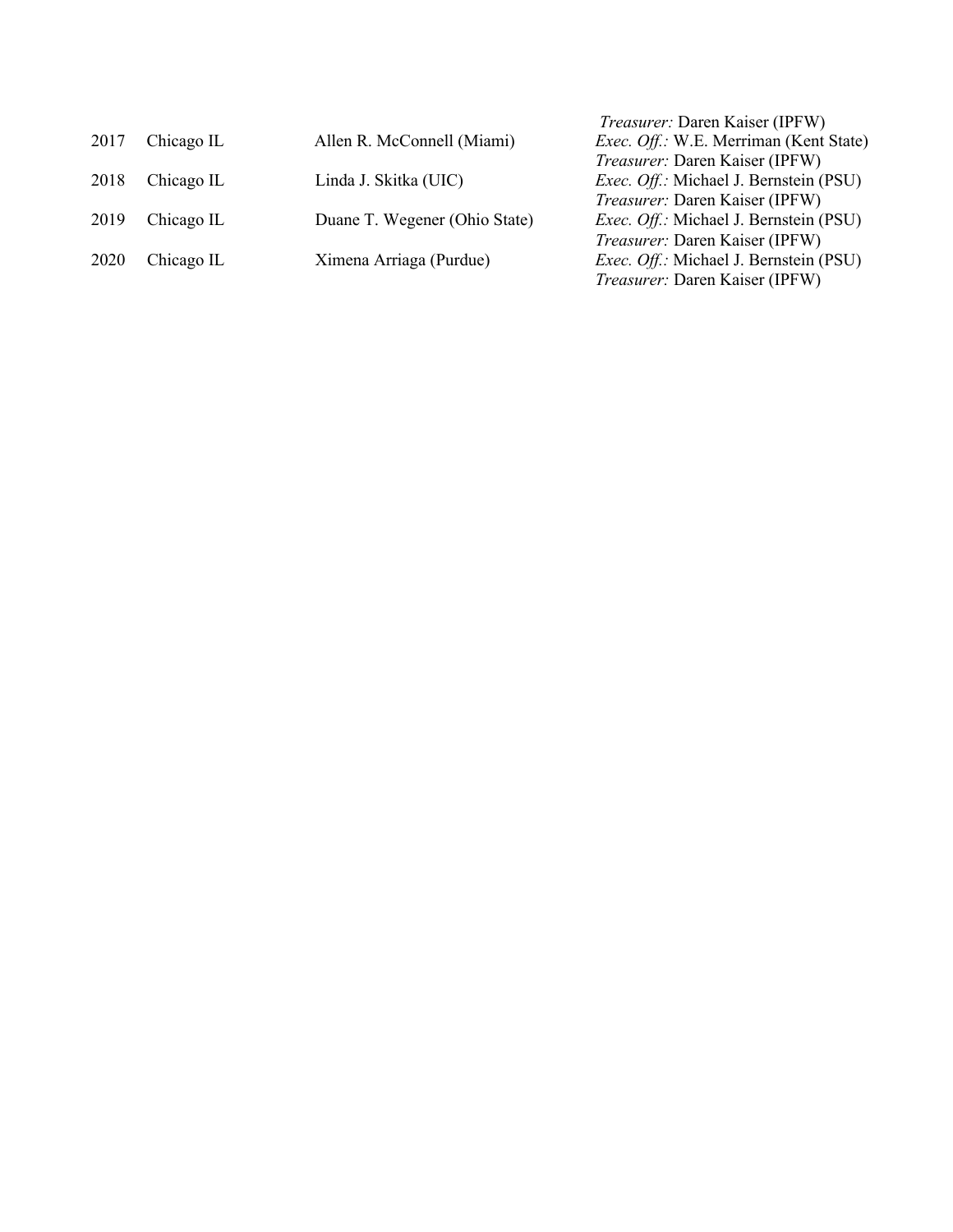| | | | |
|---|---|---|---|
| | | | *Treasurer:* Daren Kaiser (IPFW) |
| 2017 | Chicago IL | Allen R. McConnell (Miami) | *Exec. Off.:* W.E. Merriman (Kent State) *Treasurer:* Daren Kaiser (IPFW) |
| 2018 | Chicago IL | Linda J. Skitka (UIC) | *Exec. Off.:* Michael J. Bernstein (PSU) *Treasurer:* Daren Kaiser (IPFW) |
| 2019 | Chicago IL | Duane T. Wegener (Ohio State) | *Exec. Off.:* Michael J. Bernstein (PSU) *Treasurer:* Daren Kaiser (IPFW) |
| 2020 | Chicago IL | Ximena Arriaga (Purdue) | *Exec. Off.:* Michael J. Bernstein (PSU) *Treasurer:* Daren Kaiser (IPFW) |